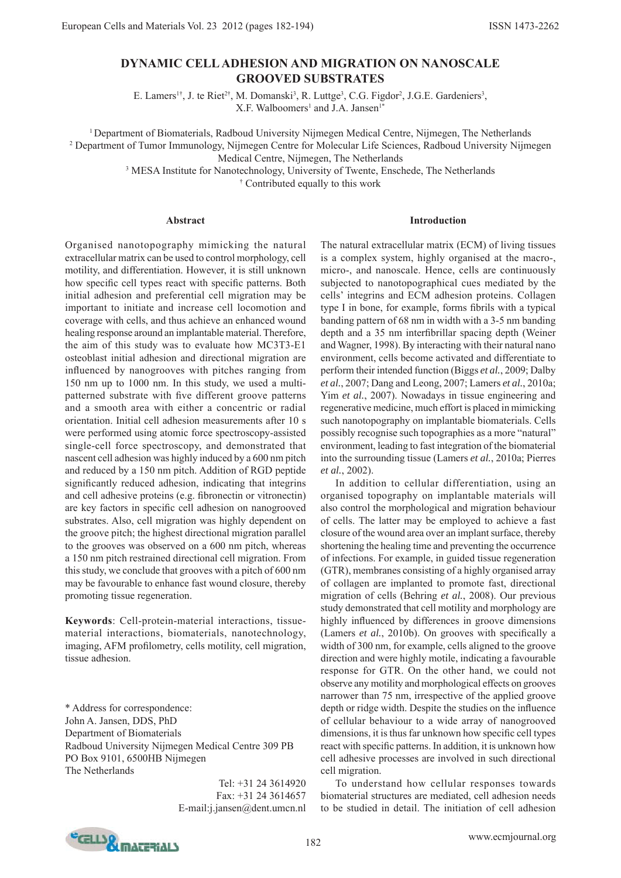# DYNAMIC CELL ADHESION AND MIGRATION ON NANOSCALE GROOVED SUBSTRATES

E. Lamers[1†], J. te Riet[2†], M. Domanski[3], R. Luttge[3], C.G. Figdor[2], J.G.E. Gardeniers[3], X.F. Walboomers[1] and J.A. Jansen[1*]

[1] Department of Biomaterials, Radboud University Nijmegen Medical Centre, Nijmegen, The Netherlands
[2] Department of Tumor Immunology, Nijmegen Centre for Molecular Life Sciences, Radboud University Nijmegen Medical Centre, Nijmegen, The Netherlands
[3] MESA Institute for Nanotechnology, University of Twente, Enschede, The Netherlands
[†] Contributed equally to this work

## Abstract

Organised nanotopography mimicking the natural extracellular matrix can be used to control morphology, cell motility, and differentiation. However, it is still unknown how specific cell types react with specific patterns. Both initial adhesion and preferential cell migration may be important to initiate and increase cell locomotion and coverage with cells, and thus achieve an enhanced wound healing response around an implantable material. Therefore, the aim of this study was to evaluate how MC3T3-E1 osteoblast initial adhesion and directional migration are influenced by nanogrooves with pitches ranging from 150 nm up to 1000 nm. In this study, we used a multi-patterned substrate with five different groove patterns and a smooth area with either a concentric or radial orientation. Initial cell adhesion measurements after 10 s were performed using atomic force spectroscopy-assisted single-cell force spectroscopy, and demonstrated that nascent cell adhesion was highly induced by a 600 nm pitch and reduced by a 150 nm pitch. Addition of RGD peptide significantly reduced adhesion, indicating that integrins and cell adhesive proteins (e.g. fibronectin or vitronectin) are key factors in specific cell adhesion on nanogrooved substrates. Also, cell migration was highly dependent on the groove pitch; the highest directional migration parallel to the grooves was observed on a 600 nm pitch, whereas a 150 nm pitch restrained directional cell migration. From this study, we conclude that grooves with a pitch of 600 nm may be favourable to enhance fast wound closure, thereby promoting tissue regeneration.

**Keywords**: Cell-protein-material interactions, tissue-material interactions, biomaterials, nanotechnology, imaging, AFM profilometry, cells motility, cell migration, tissue adhesion.

\* Address for correspondence:
John A. Jansen, DDS, PhD
Department of Biomaterials
Radboud University Nijmegen Medical Centre 309 PB
PO Box 9101, 6500HB Nijmegen
The Netherlands

Tel: +31 24 3614920
Fax: +31 24 3614657
E-mail:j.jansen@dent.umcn.nl

## Introduction

The natural extracellular matrix (ECM) of living tissues is a complex system, highly organised at the macro-, micro-, and nanoscale. Hence, cells are continuously subjected to nanotopographical cues mediated by the cells' integrins and ECM adhesion proteins. Collagen type I in bone, for example, forms fibrils with a typical banding pattern of 68 nm in width with a 3-5 nm banding depth and a 35 nm interfibrillar spacing depth (Weiner and Wagner, 1998). By interacting with their natural nano environment, cells become activated and differentiate to perform their intended function (Biggs *et al.*, 2009; Dalby *et al.*, 2007; Dang and Leong, 2007; Lamers *et al.*, 2010a; Yim *et al.*, 2007). Nowadays in tissue engineering and regenerative medicine, much effort is placed in mimicking such nanotopography on implantable biomaterials. Cells possibly recognise such topographies as a more "natural" environment, leading to fast integration of the biomaterial into the surrounding tissue (Lamers *et al.*, 2010a; Pierres *et al.*, 2002).

In addition to cellular differentiation, using an organised topography on implantable materials will also control the morphological and migration behaviour of cells. The latter may be employed to achieve a fast closure of the wound area over an implant surface, thereby shortening the healing time and preventing the occurrence of infections. For example, in guided tissue regeneration (GTR), membranes consisting of a highly organised array of collagen are implanted to promote fast, directional migration of cells (Behring *et al.*, 2008). Our previous study demonstrated that cell motility and morphology are highly influenced by differences in groove dimensions (Lamers *et al.*, 2010b). On grooves with specifically a width of 300 nm, for example, cells aligned to the groove direction and were highly motile, indicating a favourable response for GTR. On the other hand, we could not observe any motility and morphological effects on grooves narrower than 75 nm, irrespective of the applied groove depth or ridge width. Despite the studies on the influence of cellular behaviour to a wide array of nanogrooved dimensions, it is thus far unknown how specific cell types react with specific patterns. In addition, it is unknown how cell adhesive processes are involved in such directional cell migration.

To understand how cellular responses towards biomaterial structures are mediated, cell adhesion needs to be studied in detail. The initiation of cell adhesion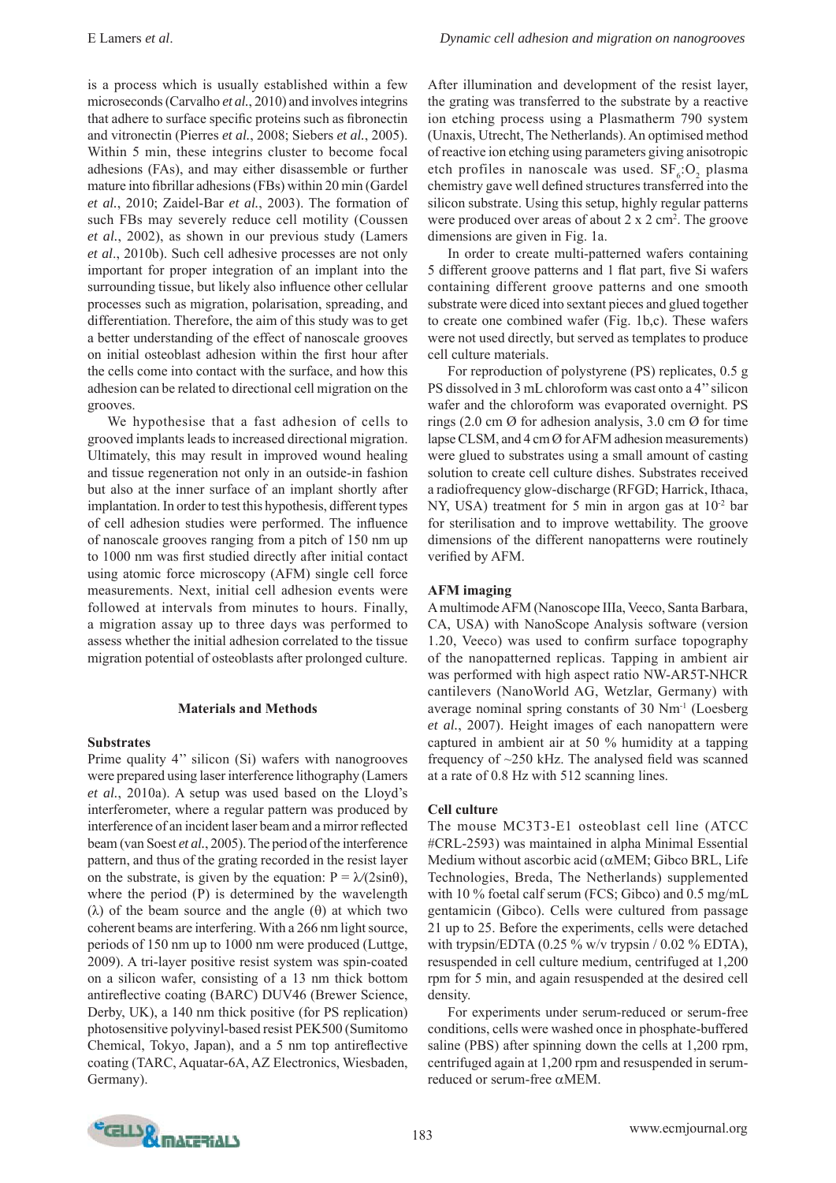is a process which is usually established within a few microseconds (Carvalho *et al.*, 2010) and involves integrins that adhere to surface specific proteins such as fibronectin and vitronectin (Pierres *et al.*, 2008; Siebers *et al.*, 2005). Within 5 min, these integrins cluster to become focal adhesions (FAs), and may either disassemble or further mature into fibrillar adhesions (FBs) within 20 min (Gardel *et al.*, 2010; Zaidel-Bar *et al.*, 2003). The formation of such FBs may severely reduce cell motility (Coussen *et al.*, 2002), as shown in our previous study (Lamers *et al.*, 2010b). Such cell adhesive processes are not only important for proper integration of an implant into the surrounding tissue, but likely also influence other cellular processes such as migration, polarisation, spreading, and differentiation. Therefore, the aim of this study was to get a better understanding of the effect of nanoscale grooves on initial osteoblast adhesion within the first hour after the cells come into contact with the surface, and how this adhesion can be related to directional cell migration on the grooves.

We hypothesise that a fast adhesion of cells to grooved implants leads to increased directional migration. Ultimately, this may result in improved wound healing and tissue regeneration not only in an outside-in fashion but also at the inner surface of an implant shortly after implantation. In order to test this hypothesis, different types of cell adhesion studies were performed. The influence of nanoscale grooves ranging from a pitch of 150 nm up to 1000 nm was first studied directly after initial contact using atomic force microscopy (AFM) single cell force measurements. Next, initial cell adhesion events were followed at intervals from minutes to hours. Finally, a migration assay up to three days was performed to assess whether the initial adhesion correlated to the tissue migration potential of osteoblasts after prolonged culture.

## Materials and Methods

### Substrates

Prime quality 4'' silicon (Si) wafers with nanogrooves were prepared using laser interference lithography (Lamers *et al.*, 2010a). A setup was used based on the Lloyd's interferometer, where a regular pattern was produced by interference of an incident laser beam and a mirror reflected beam (van Soest *et al.*, 2005). The period of the interference pattern, and thus of the grating recorded in the resist layer on the substrate, is given by the equation: $P = \lambda/(2\sin\theta)$, where the period (P) is determined by the wavelength ($\lambda$) of the beam source and the angle ($\theta$) at which two coherent beams are interfering. With a 266 nm light source, periods of 150 nm up to 1000 nm were produced (Luttge, 2009). A tri-layer positive resist system was spin-coated on a silicon wafer, consisting of a 13 nm thick bottom antireflective coating (BARC) DUV46 (Brewer Science, Derby, UK), a 140 nm thick positive (for PS replication) photosensitive polyvinyl-based resist PEK500 (Sumitomo Chemical, Tokyo, Japan), and a 5 nm top antireflective coating (TARC, Aquatar-6A, AZ Electronics, Wiesbaden, Germany).

After illumination and development of the resist layer, the grating was transferred to the substrate by a reactive ion etching process using a Plasmatherm 790 system (Unaxis, Utrecht, The Netherlands). An optimised method of reactive ion etching using parameters giving anisotropic etch profiles in nanoscale was used. $SF_6$:$O_2$ plasma chemistry gave well defined structures transferred into the silicon substrate. Using this setup, highly regular patterns were produced over areas of about 2 x 2 cm$^2$. The groove dimensions are given in Fig. 1a.

In order to create multi-patterned wafers containing 5 different groove patterns and 1 flat part, five Si wafers containing different groove patterns and one smooth substrate were diced into sextant pieces and glued together to create one combined wafer (Fig. 1b,c). These wafers were not used directly, but served as templates to produce cell culture materials.

For reproduction of polystyrene (PS) replicates, 0.5 g PS dissolved in 3 mL chloroform was cast onto a 4'' silicon wafer and the chloroform was evaporated overnight. PS rings (2.0 cm Ø for adhesion analysis, 3.0 cm Ø for time lapse CLSM, and 4 cm Ø for AFM adhesion measurements) were glued to substrates using a small amount of casting solution to create cell culture dishes. Substrates received a radiofrequency glow-discharge (RFGD; Harrick, Ithaca, NY, USA) treatment for 5 min in argon gas at $10^{-2}$ bar for sterilisation and to improve wettability. The groove dimensions of the different nanopatterns were routinely verified by AFM.

### AFM imaging

A multimode AFM (Nanoscope IIIa, Veeco, Santa Barbara, CA, USA) with NanoScope Analysis software (version 1.20, Veeco) was used to confirm surface topography of the nanopatterned replicas. Tapping in ambient air was performed with high aspect ratio NW-AR5T-NHCR cantilevers (NanoWorld AG, Wetzlar, Germany) with average nominal spring constants of 30 Nm$^{-1}$ (Loesberg *et al.*, 2007). Height images of each nanopattern were captured in ambient air at 50 % humidity at a tapping frequency of ~250 kHz. The analysed field was scanned at a rate of 0.8 Hz with 512 scanning lines.

### Cell culture

The mouse MC3T3-E1 osteoblast cell line (ATCC #CRL-2593) was maintained in alpha Minimal Essential Medium without ascorbic acid ($\alpha$MEM; Gibco BRL, Life Technologies, Breda, The Netherlands) supplemented with 10 % foetal calf serum (FCS; Gibco) and 0.5 mg/mL gentamicin (Gibco). Cells were cultured from passage 21 up to 25. Before the experiments, cells were detached with trypsin/EDTA (0.25 % w/v trypsin / 0.02 % EDTA), resuspended in cell culture medium, centrifuged at 1,200 rpm for 5 min, and again resuspended at the desired cell density.

For experiments under serum-reduced or serum-free conditions, cells were washed once in phosphate-buffered saline (PBS) after spinning down the cells at 1,200 rpm, centrifuged again at 1,200 rpm and resuspended in serum-reduced or serum-free $\alpha$MEM.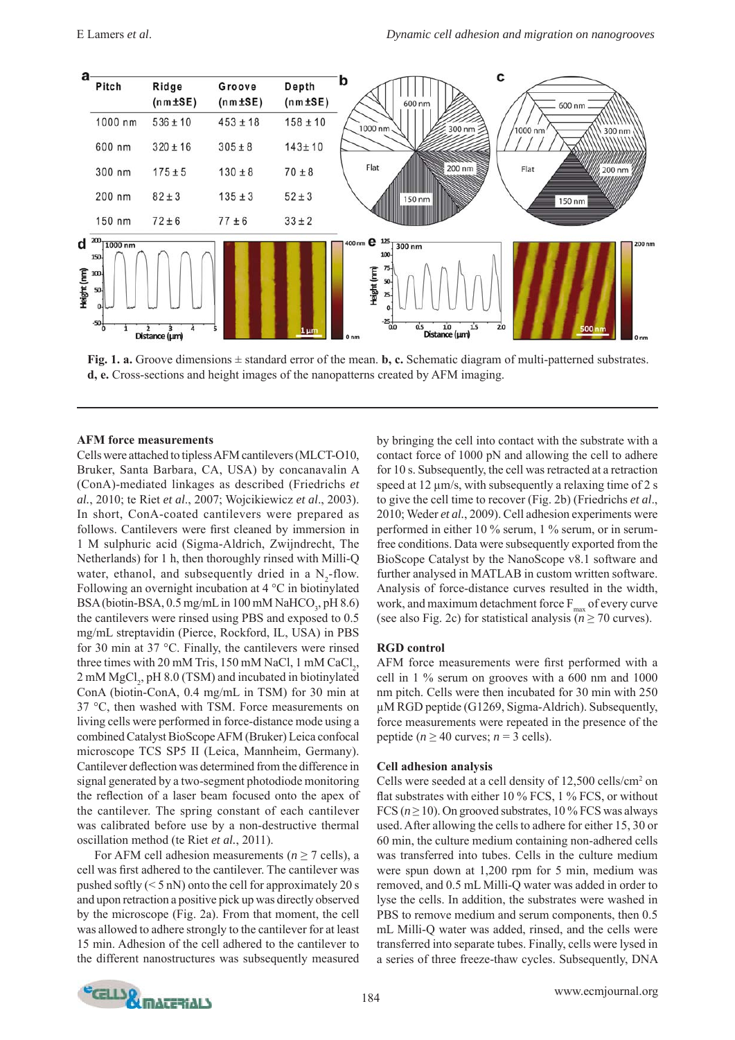| Pitch | Ridge (nm±SE) | Groove (nm±SE) | Depth (nm±SE) |
|---|---|---|---|
| 1000 nm | 536 ± 10 | 453 ± 18 | 158 ± 10 |
| 600 nm | 320 ± 16 | 305 ± 8 | 143± 10 |
| 300 nm | 175 ± 5 | 130 ± 8 | 70 ± 8 |
| 200 nm | 82 ± 3 | 135 ± 3 | 52 ± 3 |
| 150 nm | 72 ± 6 | 77 ± 6 | 33 ± 2 |

b
600 nm
1000 nm
300 nm
Flat
200 nm
150 nm

c
600 nm
1000 nm
300 nm
Flat
200 nm
150 nm

d
1000 nm
Height (nm)
200
150
100
50
0
-50
0 1 2 3 4 5
Distance (µm)
1 µm
400 nm
0 nm

e
300 nm
Height (nm)
125
100
75
50
25
0
-25
0.0 0.5 1.0 1.5 2.0
Distance (µm)
500 nm
200 nm
0 nm

**Fig. 1. a.** Groove dimensions ± standard error of the mean. **b, c.** Schematic diagram of multi-patterned substrates. **d, e.** Cross-sections and height images of the nanopatterns created by AFM imaging.

### AFM force measurements

Cells were attached to tipless AFM cantilevers (MLCT-O10, Bruker, Santa Barbara, CA, USA) by concanavalin A (ConA)-mediated linkages as described (Friedrichs *et al.*, 2010; te Riet *et al.*, 2007; Wojcikiewicz *et al.*, 2003). In short, ConA-coated cantilevers were prepared as follows. Cantilevers were first cleaned by immersion in 1 M sulphuric acid (Sigma-Aldrich, Zwijndrecht, The Netherlands) for 1 h, then thoroughly rinsed with Milli-Q water, ethanol, and subsequently dried in a $N_2$-flow. Following an overnight incubation at 4 °C in biotinylated BSA (biotin-BSA, 0.5 mg/mL in 100 mM $NaHCO_3$, pH 8.6) the cantilevers were rinsed using PBS and exposed to 0.5 mg/mL streptavidin (Pierce, Rockford, IL, USA) in PBS for 30 min at 37 °C. Finally, the cantilevers were rinsed three times with 20 mM Tris, 150 mM NaCl, 1 mM $CaCl_2$, 2 mM $MgCl_2$, pH 8.0 (TSM) and incubated in biotinylated ConA (biotin-ConA, 0.4 mg/mL in TSM) for 30 min at 37 °C, then washed with TSM. Force measurements on living cells were performed in force-distance mode using a combined Catalyst BioScope AFM (Bruker) Leica confocal microscope TCS SP5 II (Leica, Mannheim, Germany). Cantilever deflection was determined from the difference in signal generated by a two-segment photodiode monitoring the reflection of a laser beam focused onto the apex of the cantilever. The spring constant of each cantilever was calibrated before use by a non-destructive thermal oscillation method (te Riet *et al.*, 2011).

For AFM cell adhesion measurements ($n \geq 7$ cells), a cell was first adhered to the cantilever. The cantilever was pushed softly (< 5 nN) onto the cell for approximately 20 s and upon retraction a positive pick up was directly observed by the microscope (Fig. 2a). From that moment, the cell was allowed to adhere strongly to the cantilever for at least 15 min. Adhesion of the cell adhered to the cantilever to the different nanostructures was subsequently measured by bringing the cell into contact with the substrate with a contact force of 1000 pN and allowing the cell to adhere for 10 s. Subsequently, the cell was retracted at a retraction speed at 12 µm/s, with subsequently a relaxing time of 2 s to give the cell time to recover (Fig. 2b) (Friedrichs *et al.*, 2010; Weder *et al.*, 2009). Cell adhesion experiments were performed in either 10 % serum, 1 % serum, or in serum-free conditions. Data were subsequently exported from the BioScope Catalyst by the NanoScope v8.1 software and further analysed in MATLAB in custom written software. Analysis of force-distance curves resulted in the width, work, and maximum detachment force $F_{max}$ of every curve (see also Fig. 2c) for statistical analysis ($n \geq 70$ curves).

### RGD control

AFM force measurements were first performed with a cell in 1 % serum on grooves with a 600 nm and 1000 nm pitch. Cells were then incubated for 30 min with 250 µM RGD peptide (G1269, Sigma-Aldrich). Subsequently, force measurements were repeated in the presence of the peptide ($n \geq 40$ curves; $n = 3$ cells).

### Cell adhesion analysis

Cells were seeded at a cell density of 12,500 cells/cm$^2$ on flat substrates with either 10 % FCS, 1 % FCS, or without FCS ($n \geq 10$). On grooved substrates, 10 % FCS was always used. After allowing the cells to adhere for either 15, 30 or 60 min, the culture medium containing non-adhered cells was transferred into tubes. Cells in the culture medium were spun down at 1,200 rpm for 5 min, medium was removed, and 0.5 mL Milli-Q water was added in order to lyse the cells. In addition, the substrates were washed in PBS to remove medium and serum components, then 0.5 mL Milli-Q water was added, rinsed, and the cells were transferred into separate tubes. Finally, cells were lysed in a series of three freeze-thaw cycles. Subsequently, DNA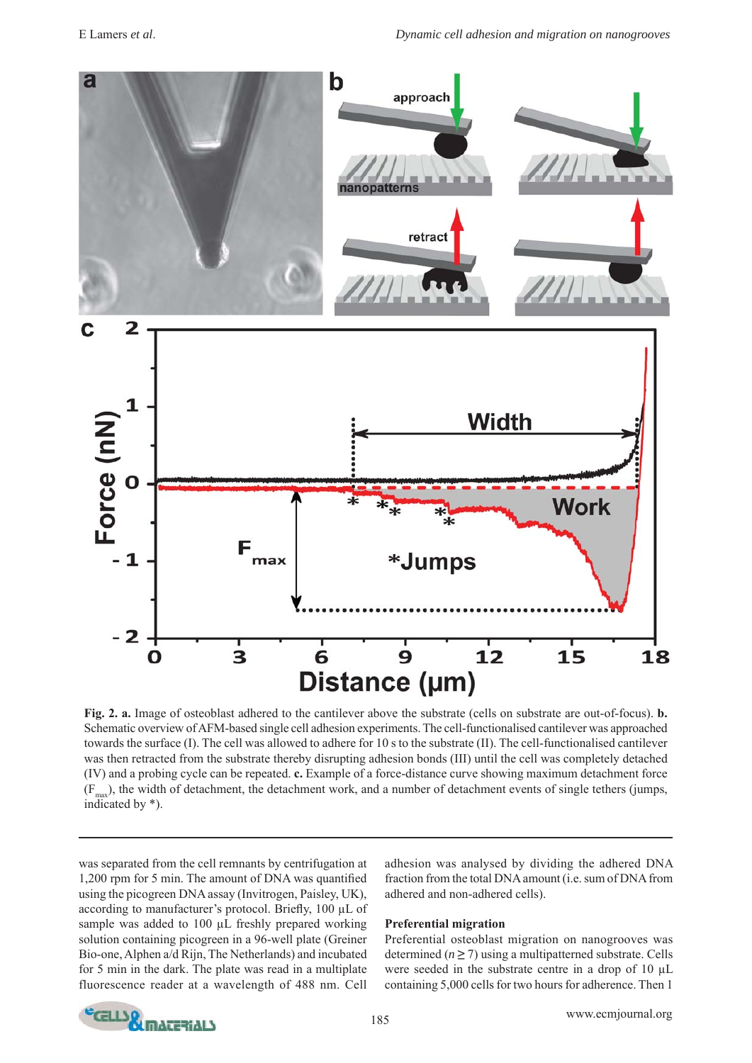a

b

approach

nanopatterns

retract

c

Force (nN)

2

1

0

- 1

- 2

0

3

6

9

12

15

18

Distance (µm)

Width

Work

F max

*Jumps

**Fig. 2. a.** Image of osteoblast adhered to the cantilever above the substrate (cells on substrate are out-of-focus). **b.** Schematic overview of AFM-based single cell adhesion experiments. The cell-functionalised cantilever was approached towards the surface (I). The cell was allowed to adhere for 10 s to the substrate (II). The cell-functionalised cantilever was then retracted from the substrate thereby disrupting adhesion bonds (III) until the cell was completely detached (IV) and a probing cycle can be repeated. **c.** Example of a force-distance curve showing maximum detachment force ($F_{max}$), the width of detachment, the detachment work, and a number of detachment events of single tethers (jumps, indicated by *).

was separated from the cell remnants by centrifugation at 1,200 rpm for 5 min. The amount of DNA was quantified using the picogreen DNA assay (Invitrogen, Paisley, UK), according to manufacturer's protocol. Briefly, 100 µL of sample was added to 100 µL freshly prepared working solution containing picogreen in a 96-well plate (Greiner Bio-one, Alphen a/d Rijn, The Netherlands) and incubated for 5 min in the dark. The plate was read in a multiplate fluorescence reader at a wavelength of 488 nm. Cell adhesion was analysed by dividing the adhered DNA fraction from the total DNA amount (i.e. sum of DNA from adhered and non-adhered cells).

**Preferential migration**

Preferential osteoblast migration on nanogrooves was determined ($n \geq 7$) using a multipatterned substrate. Cells were seeded in the substrate centre in a drop of 10 µL containing 5,000 cells for two hours for adherence. Then 1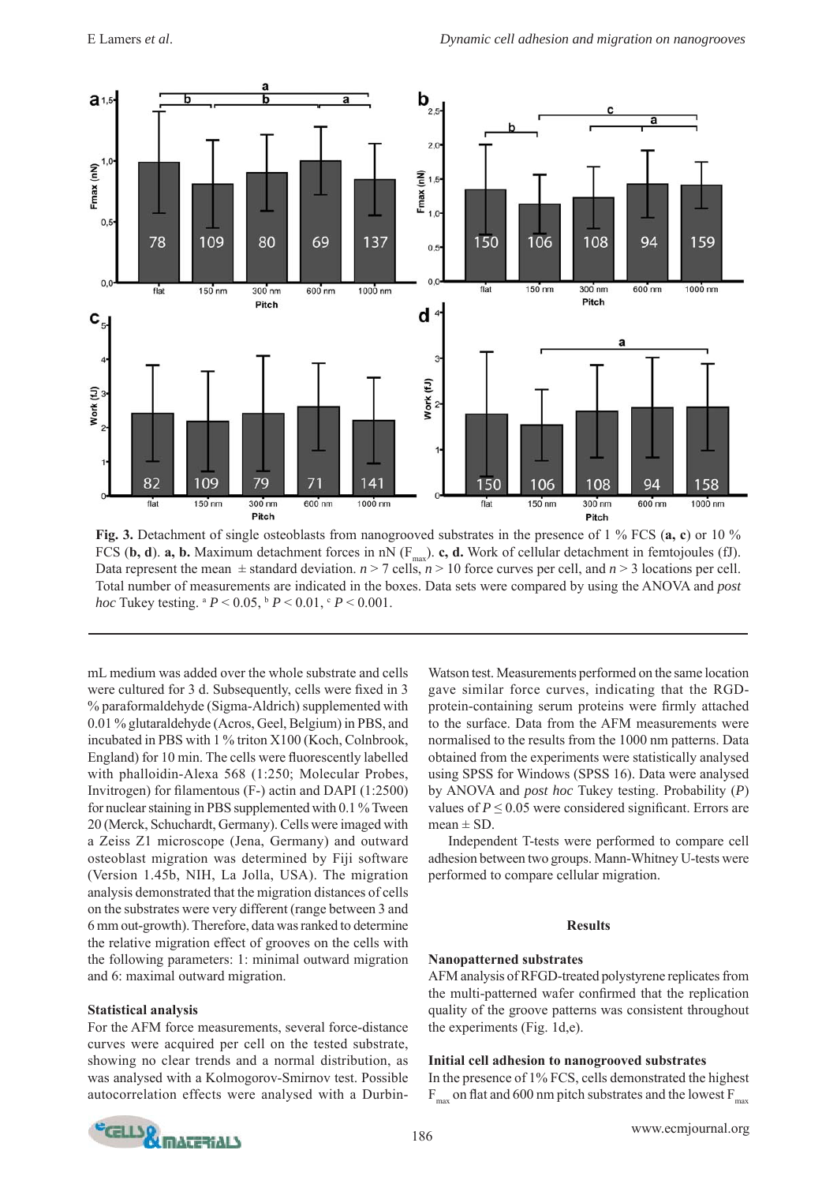a

b b a

Fmax (nN)

78 109 80 69 137

flat 150 nm 300 nm 600 nm 1000 nm

Pitch

b

b c a

Fmax (nN)

150 106 108 94 159

flat 150 nm 300 nm 600 nm 1000 nm

Pitch

c

Work (fJ)

82 109 79 71 141

flat 150 nm 300 nm 600 nm 1000 nm

Pitch

d

a

Work (fJ)

150 106 108 94 158

flat 150 nm 300 nm 600 nm 1000 nm

Pitch

**Fig. 3.** Detachment of single osteoblasts from nanogrooved substrates in the presence of 1 % FCS (**a, c**) or 10 % FCS (**b, d**). **a, b.** Maximum detachment forces in nN ($F_{max}$). **c, d.** Work of cellular detachment in femtojoules (fJ). Data represent the mean ± standard deviation. $n > 7$ cells, $n > 10$ force curves per cell, and $n > 3$ locations per cell. Total number of measurements are indicated in the boxes. Data sets were compared by using the ANOVA and *post hoc* Tukey testing. [a] $P < 0.05$, [b] $P < 0.01$, [c] $P < 0.001$.

mL medium was added over the whole substrate and cells were cultured for 3 d. Subsequently, cells were fixed in 3 % paraformaldehyde (Sigma-Aldrich) supplemented with 0.01 % glutaraldehyde (Acros, Geel, Belgium) in PBS, and incubated in PBS with 1 % triton X100 (Koch, Colnbrook, England) for 10 min. The cells were fluorescently labelled with phalloidin-Alexa 568 (1:250; Molecular Probes, Invitrogen) for filamentous (F-) actin and DAPI (1:2500) for nuclear staining in PBS supplemented with 0.1 % Tween 20 (Merck, Schuchardt, Germany). Cells were imaged with a Zeiss Z1 microscope (Jena, Germany) and outward osteoblast migration was determined by Fiji software (Version 1.45b, NIH, La Jolla, USA). The migration analysis demonstrated that the migration distances of cells on the substrates were very different (range between 3 and 6 mm out-growth). Therefore, data was ranked to determine the relative migration effect of grooves on the cells with the following parameters: 1: minimal outward migration and 6: maximal outward migration.

### Statistical analysis

For the AFM force measurements, several force-distance curves were acquired per cell on the tested substrate, showing no clear trends and a normal distribution, as was analysed with a Kolmogorov-Smirnov test. Possible autocorrelation effects were analysed with a Durbin-Watson test. Measurements performed on the same location gave similar force curves, indicating that the RGD-protein-containing serum proteins were firmly attached to the surface. Data from the AFM measurements were normalised to the results from the 1000 nm patterns. Data obtained from the experiments were statistically analysed using SPSS for Windows (SPSS 16). Data were analysed by ANOVA and *post hoc* Tukey testing. Probability ($P$) values of $P \leq 0.05$ were considered significant. Errors are mean ± SD.

Independent T-tests were performed to compare cell adhesion between two groups. Mann-Whitney U-tests were performed to compare cellular migration.

## Results

### Nanopatterned substrates

AFM analysis of RFGD-treated polystyrene replicates from the multi-patterned wafer confirmed that the replication quality of the groove patterns was consistent throughout the experiments (Fig. 1d,e).

### Initial cell adhesion to nanogrooved substrates

In the presence of 1% FCS, cells demonstrated the highest $F_{max}$ on flat and 600 nm pitch substrates and the lowest $F_{max}$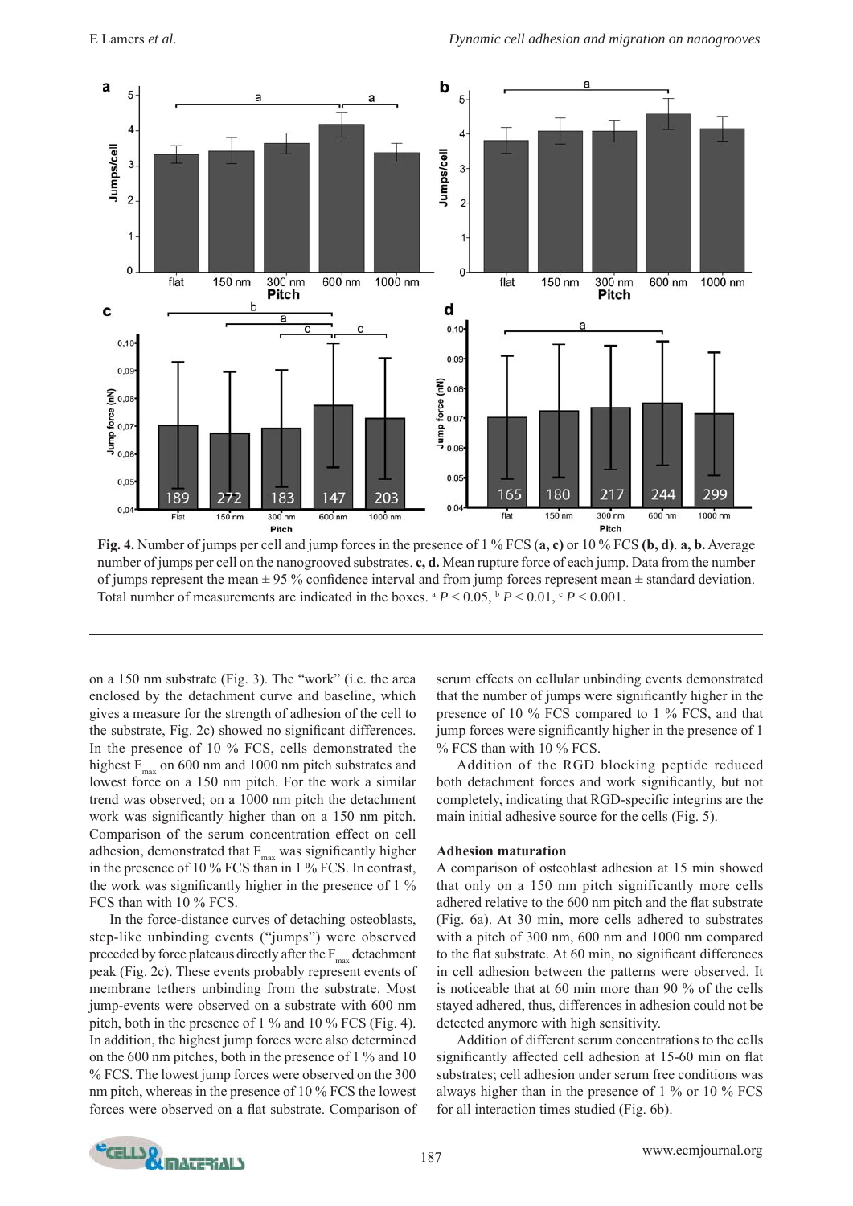a

5
4
3
2
1
0

Jumps/cell

flat 150 nm 300 nm 600 nm 1000 nm

Pitch

b

5
4
3
2
1
0

Jumps/cell

flat 150 nm 300 nm 600 nm 1000 nm

Pitch

c

b
a
c c

0,10
0,09
0,08
0,07
0,06
0,05
0,04

Jump force (nN)

189 272 183 147 203

Flat 150 nm 300 nm 600 nm 1000 nm

Pitch

d

a

0,10
0,09
0,08
0,07
0,06
0,05
0,04

Jump force (nN)

165 180 217 244 299

flat 150 nm 300 nm 600 nm 1000 nm

Pitch

**Fig. 4.** Number of jumps per cell and jump forces in the presence of 1 % FCS (**a, c**) or 10 % FCS **(b, d)**. **a, b.** Average number of jumps per cell on the nanogrooved substrates. **c, d.** Mean rupture force of each jump. Data from the number of jumps represent the mean ± 95 % confidence interval and from jump forces represent mean ± standard deviation. Total number of measurements are indicated in the boxes. [a] $P < 0.05$, [b] $P < 0.01$, [c] $P < 0.001$.

on a 150 nm substrate (Fig. 3). The "work" (i.e. the area enclosed by the detachment curve and baseline, which gives a measure for the strength of adhesion of the cell to the substrate, Fig. 2c) showed no significant differences. In the presence of 10 % FCS, cells demonstrated the highest $F_{max}$ on 600 nm and 1000 nm pitch substrates and lowest force on a 150 nm pitch. For the work a similar trend was observed; on a 1000 nm pitch the detachment work was significantly higher than on a 150 nm pitch. Comparison of the serum concentration effect on cell adhesion, demonstrated that $F_{max}$ was significantly higher in the presence of 10 % FCS than in 1 % FCS. In contrast, the work was significantly higher in the presence of 1 % FCS than with 10 % FCS.

In the force-distance curves of detaching osteoblasts, step-like unbinding events ("jumps") were observed preceded by force plateaus directly after the $F_{max}$ detachment peak (Fig. 2c). These events probably represent events of membrane tethers unbinding from the substrate. Most jump-events were observed on a substrate with 600 nm pitch, both in the presence of 1 % and 10 % FCS (Fig. 4). In addition, the highest jump forces were also determined on the 600 nm pitches, both in the presence of 1 % and 10 % FCS. The lowest jump forces were observed on the 300 nm pitch, whereas in the presence of 10 % FCS the lowest forces were observed on a flat substrate. Comparison of serum effects on cellular unbinding events demonstrated that the number of jumps were significantly higher in the presence of 10 % FCS compared to 1 % FCS, and that jump forces were significantly higher in the presence of 1 % FCS than with 10 % FCS.

Addition of the RGD blocking peptide reduced both detachment forces and work significantly, but not completely, indicating that RGD-specific integrins are the main initial adhesive source for the cells (Fig. 5).

### Adhesion maturation

A comparison of osteoblast adhesion at 15 min showed that only on a 150 nm pitch significantly more cells adhered relative to the 600 nm pitch and the flat substrate (Fig. 6a). At 30 min, more cells adhered to substrates with a pitch of 300 nm, 600 nm and 1000 nm compared to the flat substrate. At 60 min, no significant differences in cell adhesion between the patterns were observed. It is noticeable that at 60 min more than 90 % of the cells stayed adhered, thus, differences in adhesion could not be detected anymore with high sensitivity.

Addition of different serum concentrations to the cells significantly affected cell adhesion at 15-60 min on flat substrates; cell adhesion under serum free conditions was always higher than in the presence of 1 % or 10 % FCS for all interaction times studied (Fig. 6b).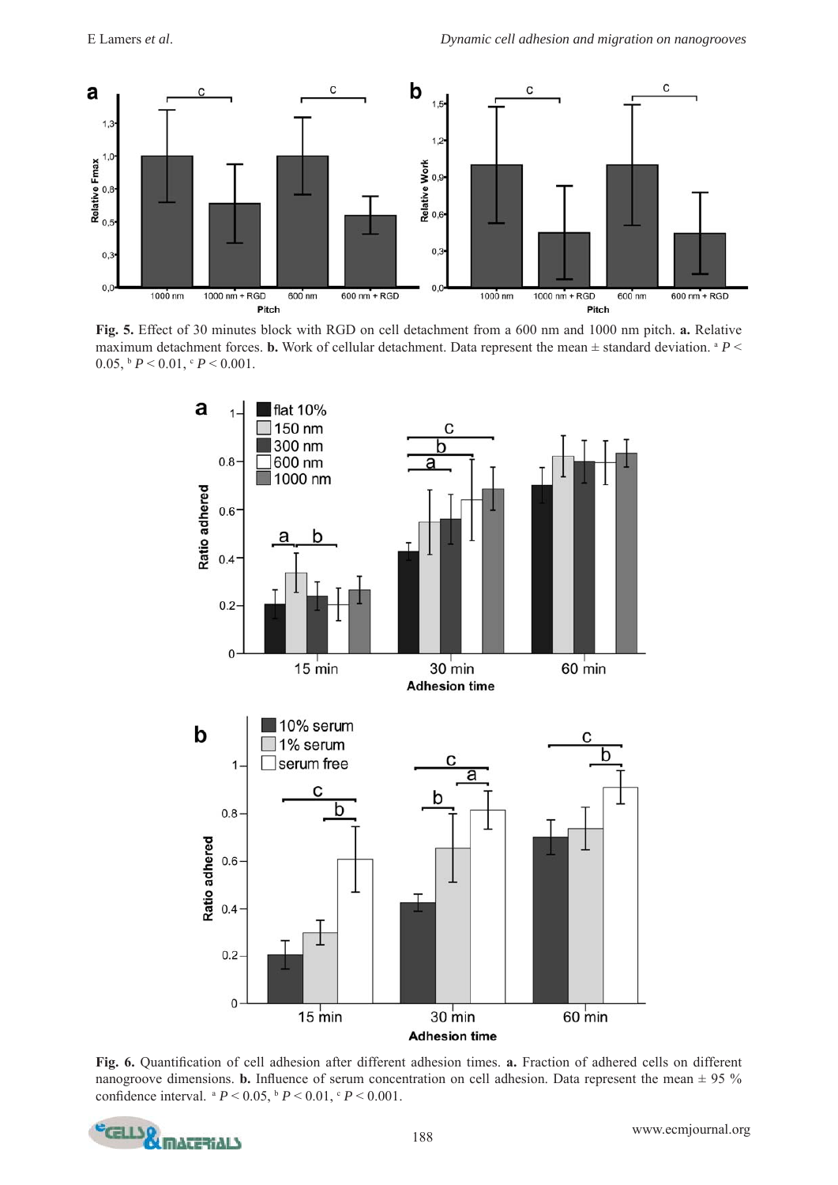a

c c

Relative Fmax

0,0 0,3 0,5 0,8 1,0 1,3

1000 nm 1000 nm + RGD 600 nm 600 nm + RGD

Pitch

b

c c

Relative Work

0,0 0,3 0,6 0,9 1,2 1,5

1000 nm 1000 nm + RGD 600 nm 600 nm + RGD

Pitch

**Fig. 5.** Effect of 30 minutes block with RGD on cell detachment from a 600 nm and 1000 nm pitch. **a.** Relative maximum detachment forces. **b.** Work of cellular detachment. Data represent the mean ± standard deviation. [a] $P < 0.05$, [b] $P < 0.01$, [c] $P < 0.001$.

a

flat 10%
150 nm
300 nm
600 nm
1000 nm

Ratio adhered

0 0.2 0.4 0.6 0.8 1

a b

c b a

15 min 30 min 60 min

Adhesion time

b

10% serum
1% serum
serum free

Ratio adhered

0 0.2 0.4 0.6 0.8 1

c b

c a b

c b

15 min 30 min 60 min

Adhesion time

**Fig. 6.** Quantification of cell adhesion after different adhesion times. **a.** Fraction of adhered cells on different nanogroove dimensions. **b.** Influence of serum concentration on cell adhesion. Data represent the mean ± 95 % confidence interval. [a] $P < 0.05$, [b] $P < 0.01$, [c] $P < 0.001$.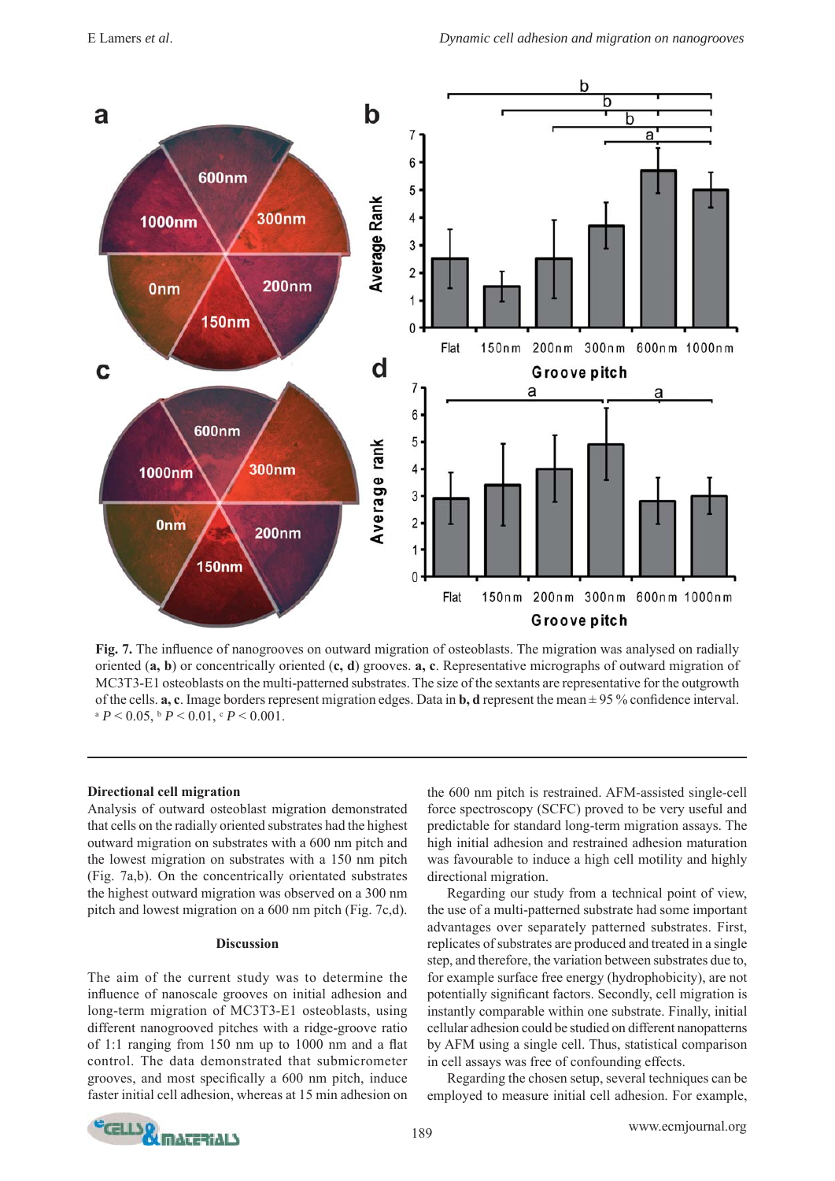a

600nm
1000nm
300nm
0nm
200nm
150nm

b

Average Rank

7
6
5
4
3
2
1
0

b
b
b
a

Flat 150nm 200nm 300nm 600nm 1000nm

Groove pitch

c

600nm
1000nm
300nm
0nm
200nm
150nm

d

Average rank

7
6
5
4
3
2
1
0

a
a

Flat 150nm 200nm 300nm 600nm 1000nm

Groove pitch

**Fig. 7.** The influence of nanogrooves on outward migration of osteoblasts. The migration was analysed on radially oriented (**a, b**) or concentrically oriented (**c, d**) grooves. **a, c**. Representative micrographs of outward migration of MC3T3-E1 osteoblasts on the multi-patterned substrates. The size of the sextants are representative for the outgrowth of the cells. **a, c**. Image borders represent migration edges. Data in **b, d** represent the mean ± 95 % confidence interval. [a] $P < 0.05$, [b] $P < 0.01$, [c] $P < 0.001$.

**Directional cell migration**

Analysis of outward osteoblast migration demonstrated that cells on the radially oriented substrates had the highest outward migration on substrates with a 600 nm pitch and the lowest migration on substrates with a 150 nm pitch (Fig. 7a,b). On the concentrically orientated substrates the highest outward migration was observed on a 300 nm pitch and lowest migration on a 600 nm pitch (Fig. 7c,d).

## Discussion

The aim of the current study was to determine the influence of nanoscale grooves on initial adhesion and long-term migration of MC3T3-E1 osteoblasts, using different nanogrooved pitches with a ridge-groove ratio of 1:1 ranging from 150 nm up to 1000 nm and a flat control. The data demonstrated that submicrometer grooves, and most specifically a 600 nm pitch, induce faster initial cell adhesion, whereas at 15 min adhesion on the 600 nm pitch is restrained. AFM-assisted single-cell force spectroscopy (SCFC) proved to be very useful and predictable for standard long-term migration assays. The high initial adhesion and restrained adhesion maturation was favourable to induce a high cell motility and highly directional migration.

Regarding our study from a technical point of view, the use of a multi-patterned substrate had some important advantages over separately patterned substrates. First, replicates of substrates are produced and treated in a single step, and therefore, the variation between substrates due to, for example surface free energy (hydrophobicity), are not potentially significant factors. Secondly, cell migration is instantly comparable within one substrate. Finally, initial cellular adhesion could be studied on different nanopatterns by AFM using a single cell. Thus, statistical comparison in cell assays was free of confounding effects.

Regarding the chosen setup, several techniques can be employed to measure initial cell adhesion. For example,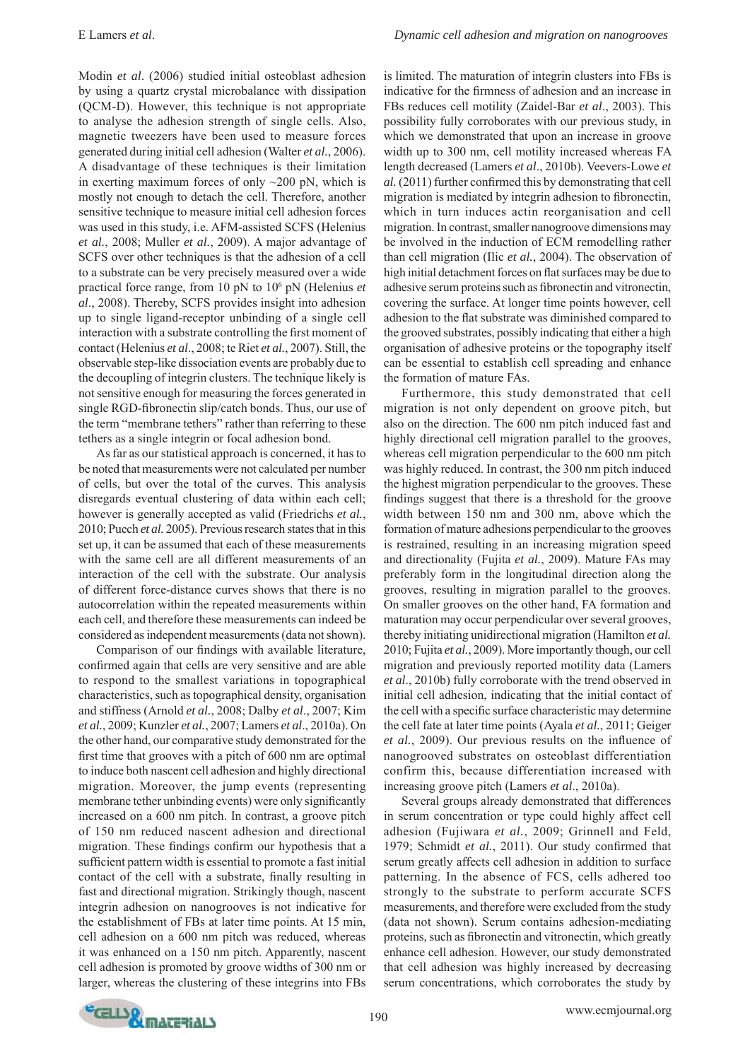Modin *et al.* (2006) studied initial osteoblast adhesion by using a quartz crystal microbalance with dissipation (QCM-D). However, this technique is not appropriate to analyse the adhesion strength of single cells. Also, magnetic tweezers have been used to measure forces generated during initial cell adhesion (Walter *et al.*, 2006). A disadvantage of these techniques is their limitation in exerting maximum forces of only ~200 pN, which is mostly not enough to detach the cell. Therefore, another sensitive technique to measure initial cell adhesion forces was used in this study, i.e. AFM-assisted SCFS (Helenius *et al.*, 2008; Muller *et al.*, 2009). A major advantage of SCFS over other techniques is that the adhesion of a cell to a substrate can be very precisely measured over a wide practical force range, from 10 pN to $10^6$ pN (Helenius *et al*., 2008). Thereby, SCFS provides insight into adhesion up to single ligand-receptor unbinding of a single cell interaction with a substrate controlling the first moment of contact (Helenius *et al*., 2008; te Riet *et al.*, 2007). Still, the observable step-like dissociation events are probably due to the decoupling of integrin clusters. The technique likely is not sensitive enough for measuring the forces generated in single RGD-fibronectin slip/catch bonds. Thus, our use of the term "membrane tethers" rather than referring to these tethers as a single integrin or focal adhesion bond.

As far as our statistical approach is concerned, it has to be noted that measurements were not calculated per number of cells, but over the total of the curves. This analysis disregards eventual clustering of data within each cell; however is generally accepted as valid (Friedrichs *et al.*, 2010; Puech *et al.* 2005). Previous research states that in this set up, it can be assumed that each of these measurements with the same cell are all different measurements of an interaction of the cell with the substrate. Our analysis of different force-distance curves shows that there is no autocorrelation within the repeated measurements within each cell, and therefore these measurements can indeed be considered as independent measurements (data not shown).

Comparison of our findings with available literature, confirmed again that cells are very sensitive and are able to respond to the smallest variations in topographical characteristics, such as topographical density, organisation and stiffness (Arnold *et al.*, 2008; Dalby *et al*., 2007; Kim *et al.*, 2009; Kunzler *et al.*, 2007; Lamers *et al*., 2010a). On the other hand, our comparative study demonstrated for the first time that grooves with a pitch of 600 nm are optimal to induce both nascent cell adhesion and highly directional migration. Moreover, the jump events (representing membrane tether unbinding events) were only significantly increased on a 600 nm pitch. In contrast, a groove pitch of 150 nm reduced nascent adhesion and directional migration. These findings confirm our hypothesis that a sufficient pattern width is essential to promote a fast initial contact of the cell with a substrate, finally resulting in fast and directional migration. Strikingly though, nascent integrin adhesion on nanogrooves is not indicative for the establishment of FBs at later time points. At 15 min, cell adhesion on a 600 nm pitch was reduced, whereas it was enhanced on a 150 nm pitch. Apparently, nascent cell adhesion is promoted by groove widths of 300 nm or larger, whereas the clustering of these integrins into FBs is limited. The maturation of integrin clusters into FBs is indicative for the firmness of adhesion and an increase in FBs reduces cell motility (Zaidel-Bar *et al*., 2003). This possibility fully corroborates with our previous study, in which we demonstrated that upon an increase in groove width up to 300 nm, cell motility increased whereas FA length decreased (Lamers *et al*., 2010b). Veevers-Lowe *et al.* (2011) further confirmed this by demonstrating that cell migration is mediated by integrin adhesion to fibronectin, which in turn induces actin reorganisation and cell migration. In contrast, smaller nanogroove dimensions may be involved in the induction of ECM remodelling rather than cell migration (Ilic *et al.*, 2004). The observation of high initial detachment forces on flat surfaces may be due to adhesive serum proteins such as fibronectin and vitronectin, covering the surface. At longer time points however, cell adhesion to the flat substrate was diminished compared to the grooved substrates, possibly indicating that either a high organisation of adhesive proteins or the topography itself can be essential to establish cell spreading and enhance the formation of mature FAs.

Furthermore, this study demonstrated that cell migration is not only dependent on groove pitch, but also on the direction. The 600 nm pitch induced fast and highly directional cell migration parallel to the grooves, whereas cell migration perpendicular to the 600 nm pitch was highly reduced. In contrast, the 300 nm pitch induced the highest migration perpendicular to the grooves. These findings suggest that there is a threshold for the groove width between 150 nm and 300 nm, above which the formation of mature adhesions perpendicular to the grooves is restrained, resulting in an increasing migration speed and directionality (Fujita *et al.*, 2009). Mature FAs may preferably form in the longitudinal direction along the grooves, resulting in migration parallel to the grooves. On smaller grooves on the other hand, FA formation and maturation may occur perpendicular over several grooves, thereby initiating unidirectional migration (Hamilton *et al.* 2010; Fujita *et al.*, 2009). More importantly though, our cell migration and previously reported motility data (Lamers *et al*., 2010b) fully corroborate with the trend observed in initial cell adhesion, indicating that the initial contact of the cell with a specific surface characteristic may determine the cell fate at later time points (Ayala *et al.*, 2011; Geiger *et al.*, 2009). Our previous results on the influence of nanogrooved substrates on osteoblast differentiation confirm this, because differentiation increased with increasing groove pitch (Lamers *et al*., 2010a).

Several groups already demonstrated that differences in serum concentration or type could highly affect cell adhesion (Fujiwara *et al.*, 2009; Grinnell and Feld, 1979; Schmidt *et al.*, 2011). Our study confirmed that serum greatly affects cell adhesion in addition to surface patterning. In the absence of FCS, cells adhered too strongly to the substrate to perform accurate SCFS measurements, and therefore were excluded from the study (data not shown). Serum contains adhesion-mediating proteins, such as fibronectin and vitronectin, which greatly enhance cell adhesion. However, our study demonstrated that cell adhesion was highly increased by decreasing serum concentrations, which corroborates the study by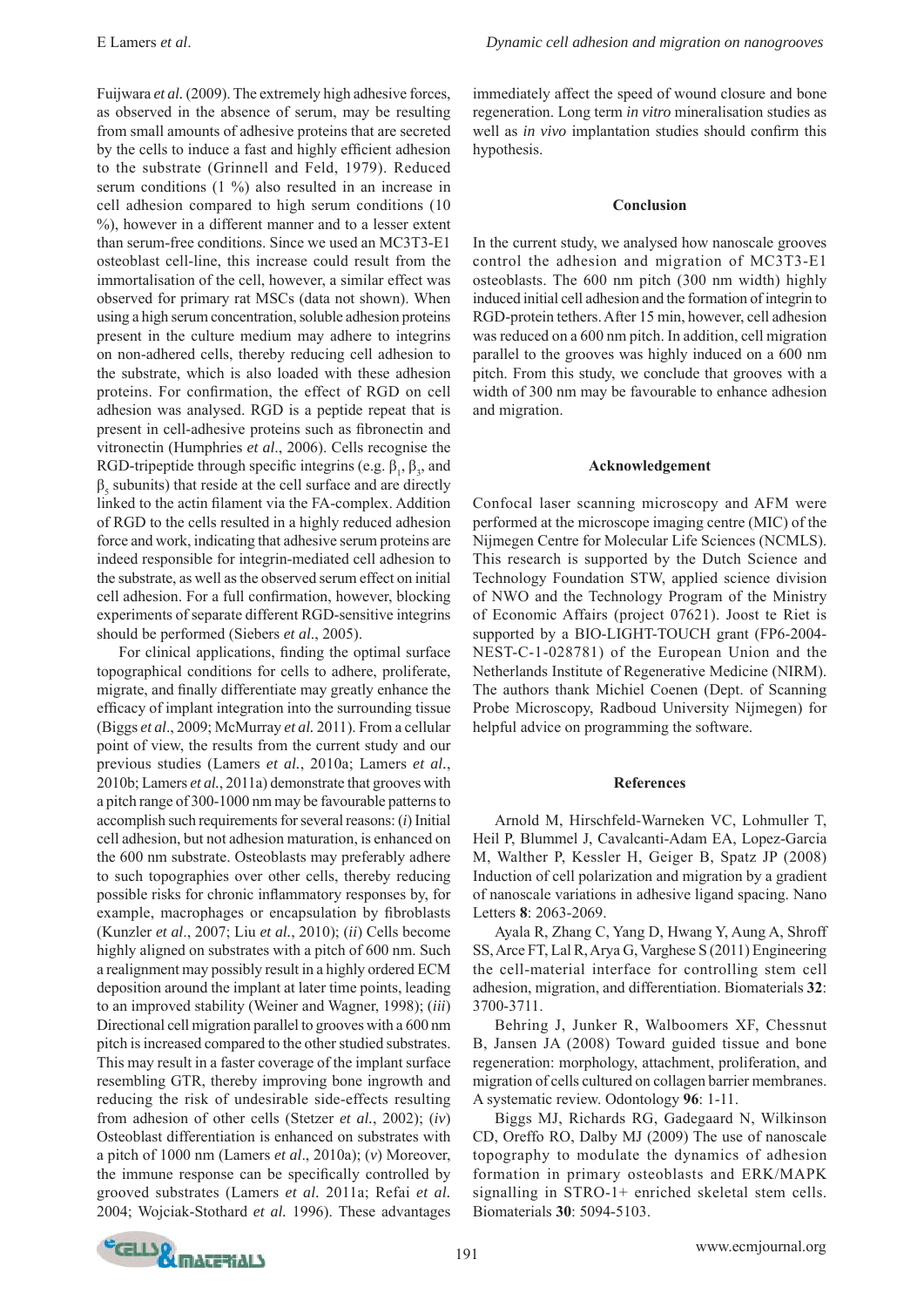Fuijwara *et al.* (2009). The extremely high adhesive forces, as observed in the absence of serum, may be resulting from small amounts of adhesive proteins that are secreted by the cells to induce a fast and highly efficient adhesion to the substrate (Grinnell and Feld, 1979). Reduced serum conditions (1 %) also resulted in an increase in cell adhesion compared to high serum conditions (10 %), however in a different manner and to a lesser extent than serum-free conditions. Since we used an MC3T3-E1 osteoblast cell-line, this increase could result from the immortalisation of the cell, however, a similar effect was observed for primary rat MSCs (data not shown). When using a high serum concentration, soluble adhesion proteins present in the culture medium may adhere to integrins on non-adhered cells, thereby reducing cell adhesion to the substrate, which is also loaded with these adhesion proteins. For confirmation, the effect of RGD on cell adhesion was analysed. RGD is a peptide repeat that is present in cell-adhesive proteins such as fibronectin and vitronectin (Humphries *et al*., 2006). Cells recognise the RGD-tripeptide through specific integrins (e.g. $\beta_1$, $\beta_3$, and $\beta_5$ subunits) that reside at the cell surface and are directly linked to the actin filament via the FA-complex. Addition of RGD to the cells resulted in a highly reduced adhesion force and work, indicating that adhesive serum proteins are indeed responsible for integrin-mediated cell adhesion to the substrate, as well as the observed serum effect on initial cell adhesion. For a full confirmation, however, blocking experiments of separate different RGD-sensitive integrins should be performed (Siebers *et al*., 2005).

For clinical applications, finding the optimal surface topographical conditions for cells to adhere, proliferate, migrate, and finally differentiate may greatly enhance the efficacy of implant integration into the surrounding tissue (Biggs *et al*., 2009; McMurray *et al.* 2011). From a cellular point of view, the results from the current study and our previous studies (Lamers *et al.*, 2010a; Lamers *et al.*, 2010b; Lamers *et al.*, 2011a) demonstrate that grooves with a pitch range of 300-1000 nm may be favourable patterns to accomplish such requirements for several reasons: (*i*) Initial cell adhesion, but not adhesion maturation, is enhanced on the 600 nm substrate. Osteoblasts may preferably adhere to such topographies over other cells, thereby reducing possible risks for chronic inflammatory responses by, for example, macrophages or encapsulation by fibroblasts (Kunzler *et al*., 2007; Liu *et al.*, 2010); (*ii*) Cells become highly aligned on substrates with a pitch of 600 nm. Such a realignment may possibly result in a highly ordered ECM deposition around the implant at later time points, leading to an improved stability (Weiner and Wagner, 1998); (*iii*) Directional cell migration parallel to grooves with a 600 nm pitch is increased compared to the other studied substrates. This may result in a faster coverage of the implant surface resembling GTR, thereby improving bone ingrowth and reducing the risk of undesirable side-effects resulting from adhesion of other cells (Stetzer *et al.*, 2002); (*iv*) Osteoblast differentiation is enhanced on substrates with a pitch of 1000 nm (Lamers *et al*., 2010a); (*v*) Moreover, the immune response can be specifically controlled by grooved substrates (Lamers *et al.* 2011a; Refai *et al.* 2004; Wojciak-Stothard *et al.* 1996). These advantages immediately affect the speed of wound closure and bone regeneration. Long term *in vitro* mineralisation studies as well as *in vivo* implantation studies should confirm this hypothesis.

## Conclusion

In the current study, we analysed how nanoscale grooves control the adhesion and migration of MC3T3-E1 osteoblasts. The 600 nm pitch (300 nm width) highly induced initial cell adhesion and the formation of integrin to RGD-protein tethers. After 15 min, however, cell adhesion was reduced on a 600 nm pitch. In addition, cell migration parallel to the grooves was highly induced on a 600 nm pitch. From this study, we conclude that grooves with a width of 300 nm may be favourable to enhance adhesion and migration.

## Acknowledgement

Confocal laser scanning microscopy and AFM were performed at the microscope imaging centre (MIC) of the Nijmegen Centre for Molecular Life Sciences (NCMLS). This research is supported by the Dutch Science and Technology Foundation STW, applied science division of NWO and the Technology Program of the Ministry of Economic Affairs (project 07621). Joost te Riet is supported by a BIO-LIGHT-TOUCH grant (FP6-2004-NEST-C-1-028781) of the European Union and the Netherlands Institute of Regenerative Medicine (NIRM). The authors thank Michiel Coenen (Dept. of Scanning Probe Microscopy, Radboud University Nijmegen) for helpful advice on programming the software.

## References

Arnold M, Hirschfeld-Warneken VC, Lohmuller T, Heil P, Blummel J, Cavalcanti-Adam EA, Lopez-Garcia M, Walther P, Kessler H, Geiger B, Spatz JP (2008) Induction of cell polarization and migration by a gradient of nanoscale variations in adhesive ligand spacing. Nano Letters **8**: 2063-2069.

Ayala R, Zhang C, Yang D, Hwang Y, Aung A, Shroff SS, Arce FT, Lal R, Arya G, Varghese S (2011) Engineering the cell-material interface for controlling stem cell adhesion, migration, and differentiation. Biomaterials **32**: 3700-3711.

Behring J, Junker R, Walboomers XF, Chessnut B, Jansen JA (2008) Toward guided tissue and bone regeneration: morphology, attachment, proliferation, and migration of cells cultured on collagen barrier membranes. A systematic review. Odontology **96**: 1-11.

Biggs MJ, Richards RG, Gadegaard N, Wilkinson CD, Oreffo RO, Dalby MJ (2009) The use of nanoscale topography to modulate the dynamics of adhesion formation in primary osteoblasts and ERK/MAPK signalling in STRO-1+ enriched skeletal stem cells. Biomaterials **30**: 5094-5103.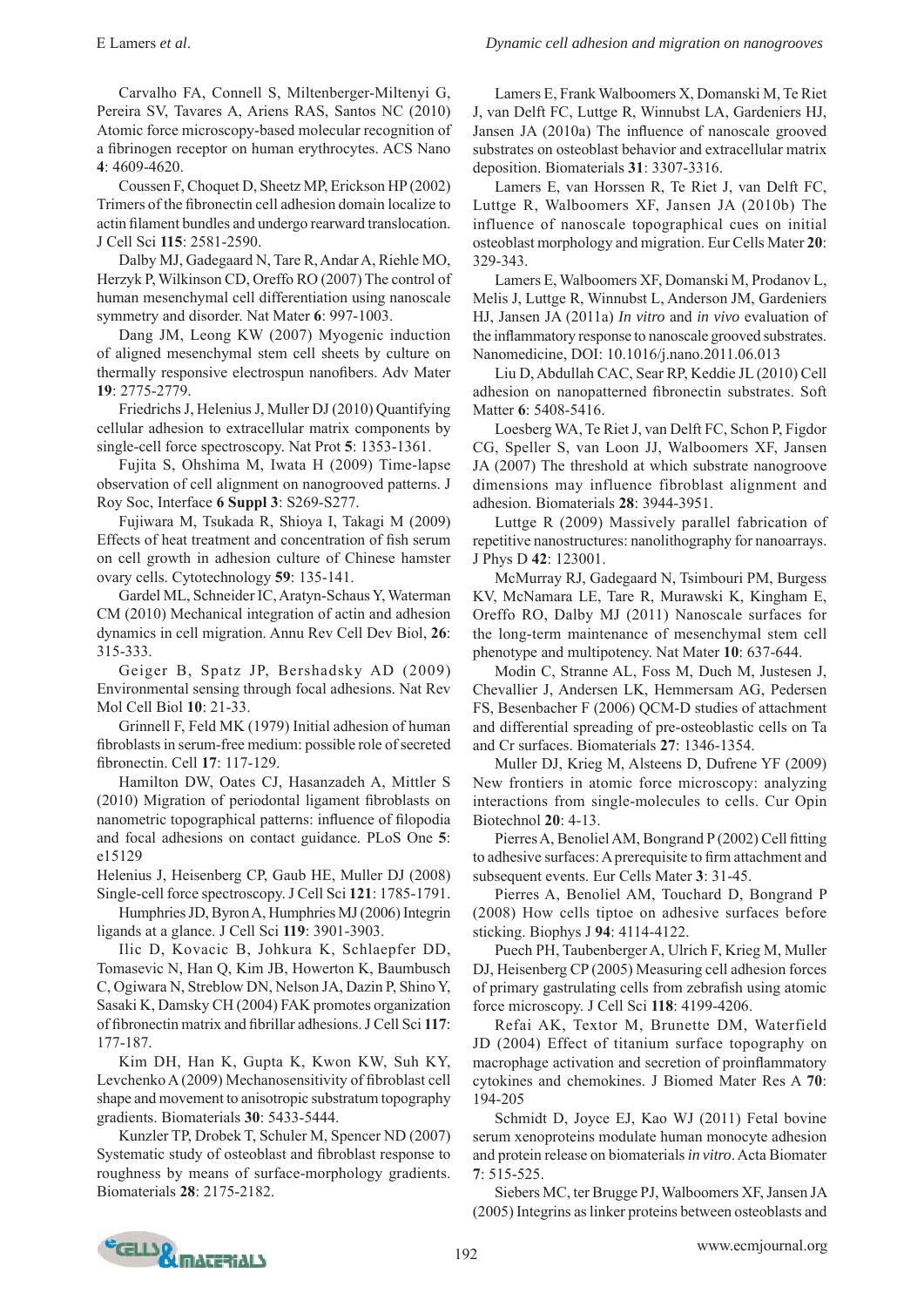Carvalho FA, Connell S, Miltenberger-Miltenyi G, Pereira SV, Tavares A, Ariens RAS, Santos NC (2010) Atomic force microscopy-based molecular recognition of a fibrinogen receptor on human erythrocytes. ACS Nano **4**: 4609-4620.

Coussen F, Choquet D, Sheetz MP, Erickson HP (2002) Trimers of the fibronectin cell adhesion domain localize to actin filament bundles and undergo rearward translocation. J Cell Sci **115**: 2581-2590.

Dalby MJ, Gadegaard N, Tare R, Andar A, Riehle MO, Herzyk P, Wilkinson CD, Oreffo RO (2007) The control of human mesenchymal cell differentiation using nanoscale symmetry and disorder. Nat Mater **6**: 997-1003.

Dang JM, Leong KW (2007) Myogenic induction of aligned mesenchymal stem cell sheets by culture on thermally responsive electrospun nanofibers. Adv Mater **19**: 2775-2779.

Friedrichs J, Helenius J, Muller DJ (2010) Quantifying cellular adhesion to extracellular matrix components by single-cell force spectroscopy. Nat Prot **5**: 1353-1361.

Fujita S, Ohshima M, Iwata H (2009) Time-lapse observation of cell alignment on nanogrooved patterns. J Roy Soc, Interface **6 Suppl 3**: S269-S277.

Fujiwara M, Tsukada R, Shioya I, Takagi M (2009) Effects of heat treatment and concentration of fish serum on cell growth in adhesion culture of Chinese hamster ovary cells. Cytotechnology **59**: 135-141.

Gardel ML, Schneider IC, Aratyn-Schaus Y, Waterman CM (2010) Mechanical integration of actin and adhesion dynamics in cell migration. Annu Rev Cell Dev Biol, **26**: 315-333.

Geiger B, Spatz JP, Bershadsky AD (2009) Environmental sensing through focal adhesions. Nat Rev Mol Cell Biol **10**: 21-33.

Grinnell F, Feld MK (1979) Initial adhesion of human fibroblasts in serum-free medium: possible role of secreted fibronectin. Cell **17**: 117-129.

Hamilton DW, Oates CJ, Hasanzadeh A, Mittler S (2010) Migration of periodontal ligament fibroblasts on nanometric topographical patterns: influence of filopodia and focal adhesions on contact guidance. PLoS One **5**: e15129

Helenius J, Heisenberg CP, Gaub HE, Muller DJ (2008) Single-cell force spectroscopy. J Cell Sci **121**: 1785-1791.

Humphries JD, Byron A, Humphries MJ (2006) Integrin ligands at a glance. J Cell Sci **119**: 3901-3903.

Ilic D, Kovacic B, Johkura K, Schlaepfer DD, Tomasevic N, Han Q, Kim JB, Howerton K, Baumbusch C, Ogiwara N, Streblow DN, Nelson JA, Dazin P, Shino Y, Sasaki K, Damsky CH (2004) FAK promotes organization of fibronectin matrix and fibrillar adhesions. J Cell Sci **117**: 177-187.

Kim DH, Han K, Gupta K, Kwon KW, Suh KY, Levchenko A (2009) Mechanosensitivity of fibroblast cell shape and movement to anisotropic substratum topography gradients. Biomaterials **30**: 5433-5444.

Kunzler TP, Drobek T, Schuler M, Spencer ND (2007) Systematic study of osteoblast and fibroblast response to roughness by means of surface-morphology gradients. Biomaterials **28**: 2175-2182.

Lamers E, Frank Walboomers X, Domanski M, Te Riet J, van Delft FC, Luttge R, Winnubst LA, Gardeniers HJ, Jansen JA (2010a) The influence of nanoscale grooved substrates on osteoblast behavior and extracellular matrix deposition. Biomaterials **31**: 3307-3316.

Lamers E, van Horssen R, Te Riet J, van Delft FC, Luttge R, Walboomers XF, Jansen JA (2010b) The influence of nanoscale topographical cues on initial osteoblast morphology and migration. Eur Cells Mater **20**: 329-343.

Lamers E, Walboomers XF, Domanski M, Prodanov L, Melis J, Luttge R, Winnubst L, Anderson JM, Gardeniers HJ, Jansen JA (2011a) *In vitro* and *in vivo* evaluation of the inflammatory response to nanoscale grooved substrates. Nanomedicine, DOI: 10.1016/j.nano.2011.06.013

Liu D, Abdullah CAC, Sear RP, Keddie JL (2010) Cell adhesion on nanopatterned fibronectin substrates. Soft Matter **6**: 5408-5416.

Loesberg WA, Te Riet J, van Delft FC, Schon P, Figdor CG, Speller S, van Loon JJ, Walboomers XF, Jansen JA (2007) The threshold at which substrate nanogroove dimensions may influence fibroblast alignment and adhesion. Biomaterials **28**: 3944-3951.

Luttge R (2009) Massively parallel fabrication of repetitive nanostructures: nanolithography for nanoarrays. J Phys D **42**: 123001.

McMurray RJ, Gadegaard N, Tsimbouri PM, Burgess KV, McNamara LE, Tare R, Murawski K, Kingham E, Oreffo RO, Dalby MJ (2011) Nanoscale surfaces for the long-term maintenance of mesenchymal stem cell phenotype and multipotency. Nat Mater **10**: 637-644.

Modin C, Stranne AL, Foss M, Duch M, Justesen J, Chevallier J, Andersen LK, Hemmersam AG, Pedersen FS, Besenbacher F (2006) QCM-D studies of attachment and differential spreading of pre-osteoblastic cells on Ta and Cr surfaces. Biomaterials **27**: 1346-1354.

Muller DJ, Krieg M, Alsteens D, Dufrene YF (2009) New frontiers in atomic force microscopy: analyzing interactions from single-molecules to cells. Cur Opin Biotechnol **20**: 4-13.

Pierres A, Benoliel AM, Bongrand P (2002) Cell fitting to adhesive surfaces: A prerequisite to firm attachment and subsequent events. Eur Cells Mater **3**: 31-45.

Pierres A, Benoliel AM, Touchard D, Bongrand P (2008) How cells tiptoe on adhesive surfaces before sticking. Biophys J **94**: 4114-4122.

Puech PH, Taubenberger A, Ulrich F, Krieg M, Muller DJ, Heisenberg CP (2005) Measuring cell adhesion forces of primary gastrulating cells from zebrafish using atomic force microscopy. J Cell Sci **118**: 4199-4206.

Refai AK, Textor M, Brunette DM, Waterfield JD (2004) Effect of titanium surface topography on macrophage activation and secretion of proinflammatory cytokines and chemokines. J Biomed Mater Res A **70**: 194-205

Schmidt D, Joyce EJ, Kao WJ (2011) Fetal bovine serum xenoproteins modulate human monocyte adhesion and protein release on biomaterials *in vitro*. Acta Biomater **7**: 515-525.

Siebers MC, ter Brugge PJ, Walboomers XF, Jansen JA (2005) Integrins as linker proteins between osteoblasts and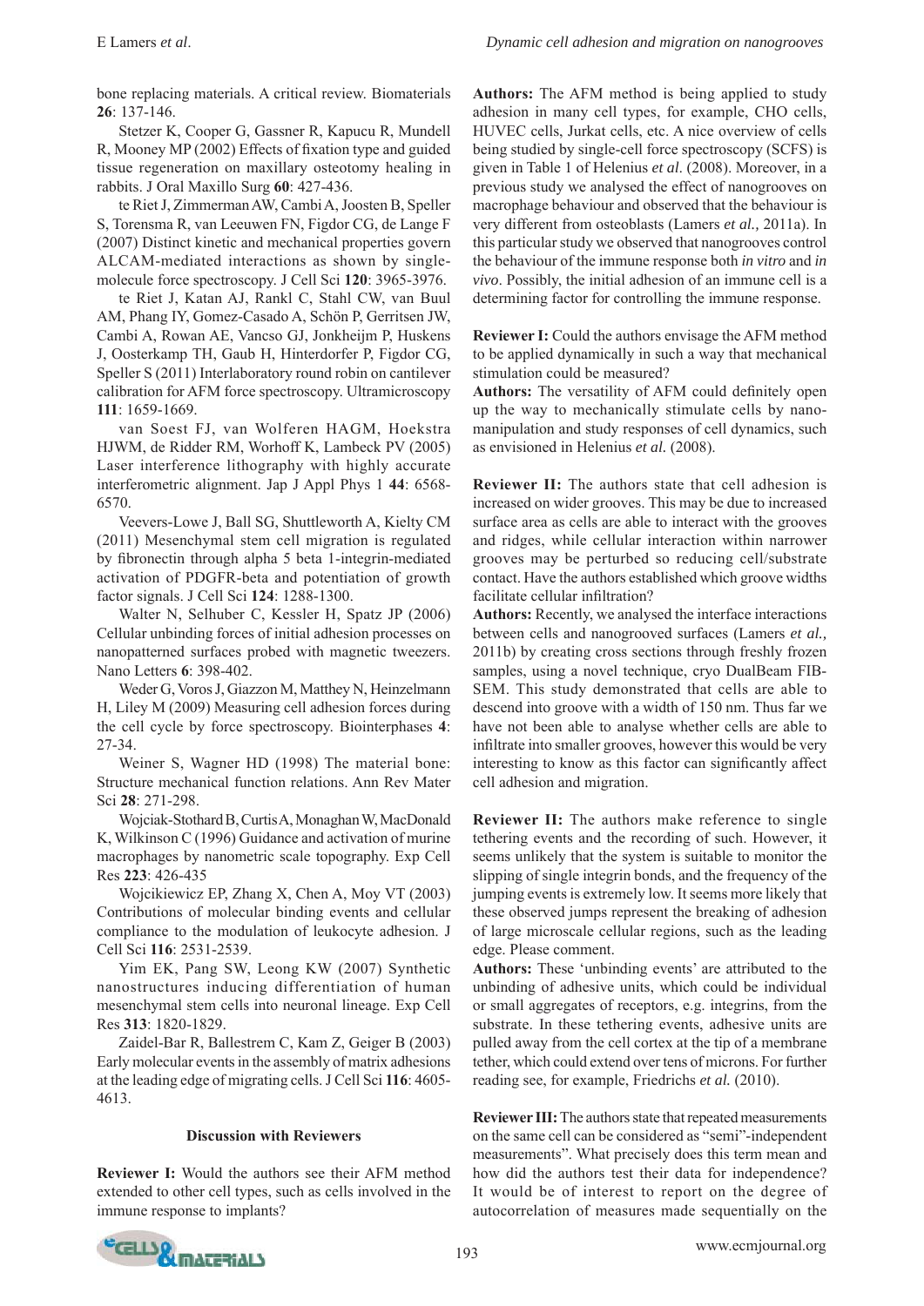bone replacing materials. A critical review. Biomaterials **26**: 137-146.

Stetzer K, Cooper G, Gassner R, Kapucu R, Mundell R, Mooney MP (2002) Effects of fixation type and guided tissue regeneration on maxillary osteotomy healing in rabbits. J Oral Maxillo Surg **60**: 427-436.

te Riet J, Zimmerman AW, Cambi A, Joosten B, Speller S, Torensma R, van Leeuwen FN, Figdor CG, de Lange F (2007) Distinct kinetic and mechanical properties govern ALCAM-mediated interactions as shown by single-molecule force spectroscopy. J Cell Sci **120**: 3965-3976.

te Riet J, Katan AJ, Rankl C, Stahl CW, van Buul AM, Phang IY, Gomez-Casado A, Schön P, Gerritsen JW, Cambi A, Rowan AE, Vancso GJ, Jonkheijm P, Huskens J, Oosterkamp TH, Gaub H, Hinterdorfer P, Figdor CG, Speller S (2011) Interlaboratory round robin on cantilever calibration for AFM force spectroscopy. Ultramicroscopy **111**: 1659-1669.

van Soest FJ, van Wolferen HAGM, Hoekstra HJWM, de Ridder RM, Worhoff K, Lambeck PV (2005) Laser interference lithography with highly accurate interferometric alignment. Jap J Appl Phys 1 **44**: 6568-6570.

Veevers-Lowe J, Ball SG, Shuttleworth A, Kielty CM (2011) Mesenchymal stem cell migration is regulated by fibronectin through alpha 5 beta 1-integrin-mediated activation of PDGFR-beta and potentiation of growth factor signals. J Cell Sci **124**: 1288-1300.

Walter N, Selhuber C, Kessler H, Spatz JP (2006) Cellular unbinding forces of initial adhesion processes on nanopatterned surfaces probed with magnetic tweezers. Nano Letters **6**: 398-402.

Weder G, Voros J, Giazzon M, Matthey N, Heinzelmann H, Liley M (2009) Measuring cell adhesion forces during the cell cycle by force spectroscopy. Biointerphases **4**: 27-34.

Weiner S, Wagner HD (1998) The material bone: Structure mechanical function relations. Ann Rev Mater Sci **28**: 271-298.

Wojciak-Stothard B, Curtis A, Monaghan W, MacDonald K, Wilkinson C (1996) Guidance and activation of murine macrophages by nanometric scale topography. Exp Cell Res **223**: 426-435

Wojcikiewicz EP, Zhang X, Chen A, Moy VT (2003) Contributions of molecular binding events and cellular compliance to the modulation of leukocyte adhesion. J Cell Sci **116**: 2531-2539.

Yim EK, Pang SW, Leong KW (2007) Synthetic nanostructures inducing differentiation of human mesenchymal stem cells into neuronal lineage. Exp Cell Res **313**: 1820-1829.

Zaidel-Bar R, Ballestrem C, Kam Z, Geiger B (2003) Early molecular events in the assembly of matrix adhesions at the leading edge of migrating cells. J Cell Sci **116**: 4605-4613.

## Discussion with Reviewers

**Reviewer I:** Would the authors see their AFM method extended to other cell types, such as cells involved in the immune response to implants?

**Authors:** The AFM method is being applied to study adhesion in many cell types, for example, CHO cells, HUVEC cells, Jurkat cells, etc. A nice overview of cells being studied by single-cell force spectroscopy (SCFS) is given in Table 1 of Helenius *et al*. (2008). Moreover, in a previous study we analysed the effect of nanogrooves on macrophage behaviour and observed that the behaviour is very different from osteoblasts (Lamers *et al.,* 2011a). In this particular study we observed that nanogrooves control the behaviour of the immune response both *in vitro* and *in vivo*. Possibly, the initial adhesion of an immune cell is a determining factor for controlling the immune response.

**Reviewer I:** Could the authors envisage the AFM method to be applied dynamically in such a way that mechanical stimulation could be measured?

**Authors:** The versatility of AFM could definitely open up the way to mechanically stimulate cells by nano-manipulation and study responses of cell dynamics, such as envisioned in Helenius *et al.* (2008).

**Reviewer II:** The authors state that cell adhesion is increased on wider grooves. This may be due to increased surface area as cells are able to interact with the grooves and ridges, while cellular interaction within narrower grooves may be perturbed so reducing cell/substrate contact. Have the authors established which groove widths facilitate cellular infiltration?

**Authors:** Recently, we analysed the interface interactions between cells and nanogrooved surfaces (Lamers *et al.,* 2011b) by creating cross sections through freshly frozen samples, using a novel technique, cryo DualBeam FIB-SEM. This study demonstrated that cells are able to descend into groove with a width of 150 nm. Thus far we have not been able to analyse whether cells are able to infiltrate into smaller grooves, however this would be very interesting to know as this factor can significantly affect cell adhesion and migration.

**Reviewer II:** The authors make reference to single tethering events and the recording of such. However, it seems unlikely that the system is suitable to monitor the slipping of single integrin bonds, and the frequency of the jumping events is extremely low. It seems more likely that these observed jumps represent the breaking of adhesion of large microscale cellular regions, such as the leading edge. Please comment.

**Authors:** These 'unbinding events' are attributed to the unbinding of adhesive units, which could be individual or small aggregates of receptors, e.g. integrins, from the substrate. In these tethering events, adhesive units are pulled away from the cell cortex at the tip of a membrane tether, which could extend over tens of microns. For further reading see, for example, Friedrichs *et al.* (2010).

**Reviewer III:** The authors state that repeated measurements on the same cell can be considered as "semi"-independent measurements". What precisely does this term mean and how did the authors test their data for independence? It would be of interest to report on the degree of autocorrelation of measures made sequentially on the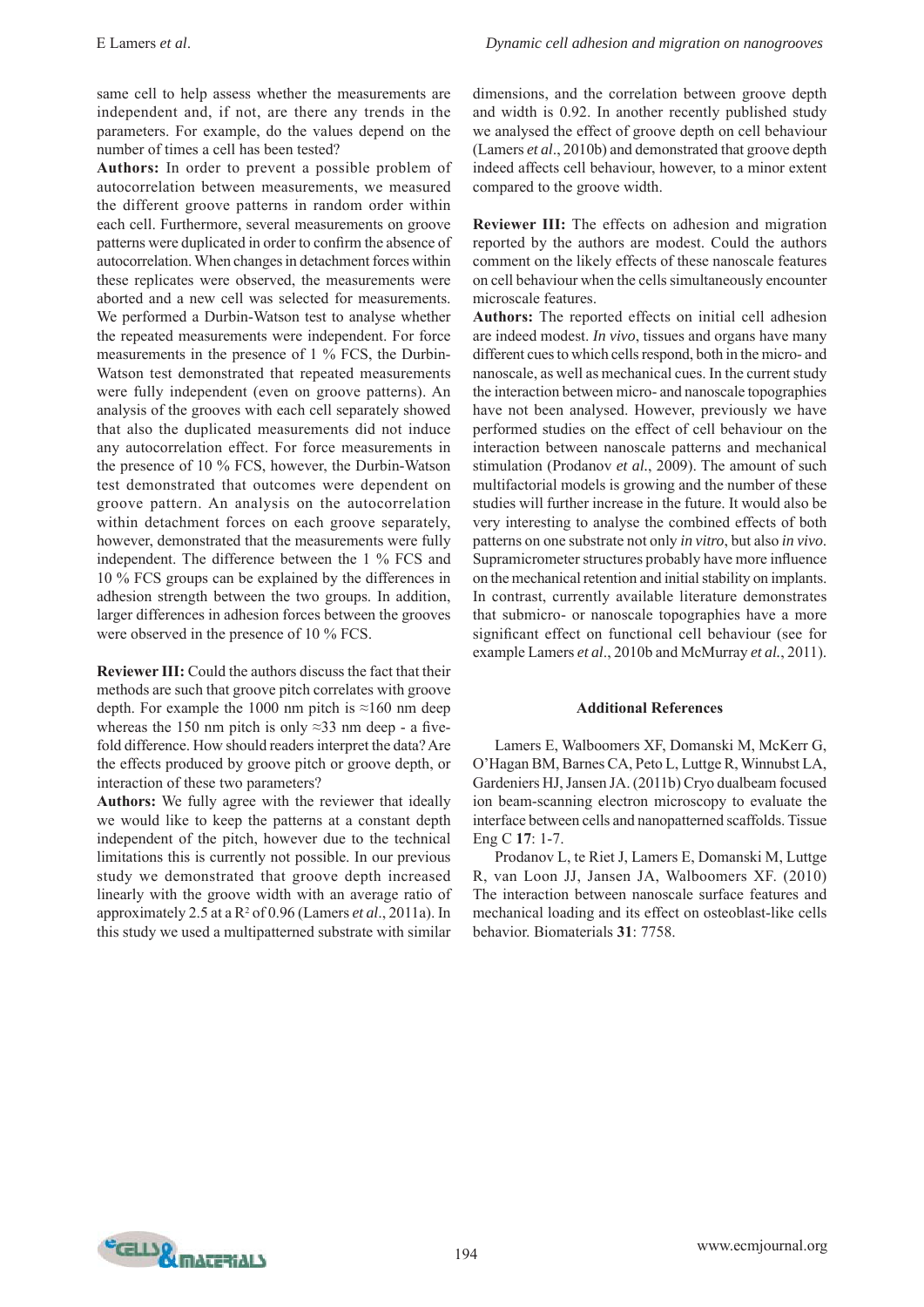same cell to help assess whether the measurements are independent and, if not, are there any trends in the parameters. For example, do the values depend on the number of times a cell has been tested?

**Authors:** In order to prevent a possible problem of autocorrelation between measurements, we measured the different groove patterns in random order within each cell. Furthermore, several measurements on groove patterns were duplicated in order to confirm the absence of autocorrelation. When changes in detachment forces within these replicates were observed, the measurements were aborted and a new cell was selected for measurements. We performed a Durbin-Watson test to analyse whether the repeated measurements were independent. For force measurements in the presence of 1 % FCS, the Durbin-Watson test demonstrated that repeated measurements were fully independent (even on groove patterns). An analysis of the grooves with each cell separately showed that also the duplicated measurements did not induce any autocorrelation effect. For force measurements in the presence of 10 % FCS, however, the Durbin-Watson test demonstrated that outcomes were dependent on groove pattern. An analysis on the autocorrelation within detachment forces on each groove separately, however, demonstrated that the measurements were fully independent. The difference between the 1 % FCS and 10 % FCS groups can be explained by the differences in adhesion strength between the two groups. In addition, larger differences in adhesion forces between the grooves were observed in the presence of 10 % FCS.

**Reviewer III:** Could the authors discuss the fact that their methods are such that groove pitch correlates with groove depth. For example the 1000 nm pitch is ≈160 nm deep whereas the 150 nm pitch is only ≈33 nm deep - a five-fold difference. How should readers interpret the data? Are the effects produced by groove pitch or groove depth, or interaction of these two parameters?

**Authors:** We fully agree with the reviewer that ideally we would like to keep the patterns at a constant depth independent of the pitch, however due to the technical limitations this is currently not possible. In our previous study we demonstrated that groove depth increased linearly with the groove width with an average ratio of approximately 2.5 at a $R^2$ of 0.96 (Lamers *et al*., 2011a). In this study we used a multipatterned substrate with similar dimensions, and the correlation between groove depth and width is 0.92. In another recently published study we analysed the effect of groove depth on cell behaviour (Lamers *et al*., 2010b) and demonstrated that groove depth indeed affects cell behaviour, however, to a minor extent compared to the groove width.

**Reviewer III:** The effects on adhesion and migration reported by the authors are modest. Could the authors comment on the likely effects of these nanoscale features on cell behaviour when the cells simultaneously encounter microscale features.

**Authors:** The reported effects on initial cell adhesion are indeed modest. *In vivo*, tissues and organs have many different cues to which cells respond, both in the micro- and nanoscale, as well as mechanical cues. In the current study the interaction between micro- and nanoscale topographies have not been analysed. However, previously we have performed studies on the effect of cell behaviour on the interaction between nanoscale patterns and mechanical stimulation (Prodanov *et al.*, 2009). The amount of such multifactorial models is growing and the number of these studies will further increase in the future. It would also be very interesting to analyse the combined effects of both patterns on one substrate not only *in vitro*, but also *in vivo*. Supramicrometer structures probably have more influence on the mechanical retention and initial stability on implants. In contrast, currently available literature demonstrates that submicro- or nanoscale topographies have a more significant effect on functional cell behaviour (see for example Lamers *et al*., 2010b and McMurray *et al.*, 2011).

### Additional References

Lamers E, Walboomers XF, Domanski M, McKerr G, O'Hagan BM, Barnes CA, Peto L, Luttge R, Winnubst LA, Gardeniers HJ, Jansen JA. (2011b) Cryo dualbeam focused ion beam-scanning electron microscopy to evaluate the interface between cells and nanopatterned scaffolds. Tissue Eng C **17**: 1-7.

Prodanov L, te Riet J, Lamers E, Domanski M, Luttge R, van Loon JJ, Jansen JA, Walboomers XF. (2010) The interaction between nanoscale surface features and mechanical loading and its effect on osteoblast-like cells behavior. Biomaterials **31**: 7758.